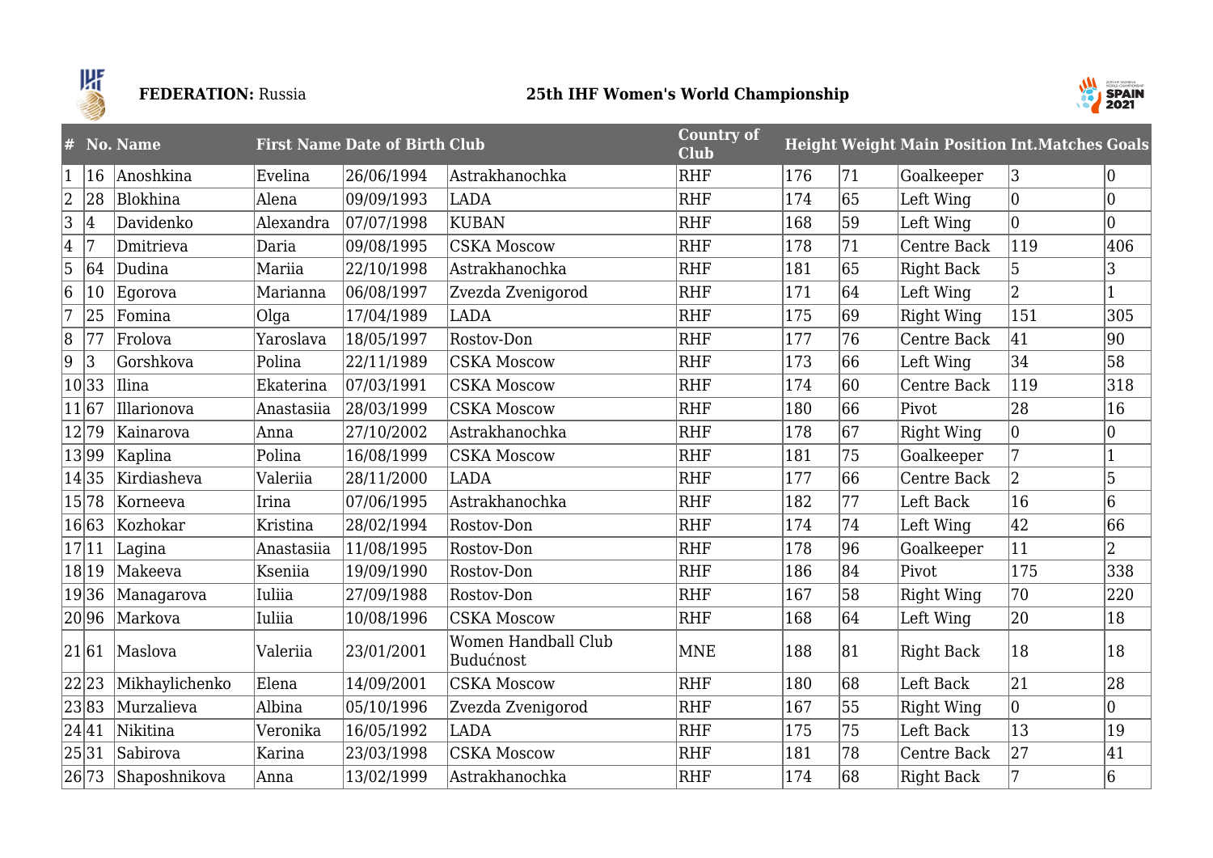**FEDERATION:** Russia

**25th IHF Women's World Championship**

| # | No. | Name | First Name | Date of Birth | Club | Country of Club | Height | Weight | Main Position | Int.Matches | Goals |
|---|---|---|---|---|---|---|---|---|---|---|---|
| 1 | 16 | Anoshkina | Evelina | 26/06/1994 | Astrakhanochka | RHF | 176 | 71 | Goalkeeper | 3 | 0 |
| 2 | 28 | Blokhina | Alena | 09/09/1993 | LADA | RHF | 174 | 65 | Left Wing | 0 | 0 |
| 3 | 4 | Davidenko | Alexandra | 07/07/1998 | KUBAN | RHF | 168 | 59 | Left Wing | 0 | 0 |
| 4 | 7 | Dmitrieva | Daria | 09/08/1995 | CSKA Moscow | RHF | 178 | 71 | Centre Back | 119 | 406 |
| 5 | 64 | Dudina | Mariia | 22/10/1998 | Astrakhanochka | RHF | 181 | 65 | Right Back | 5 | 3 |
| 6 | 10 | Egorova | Marianna | 06/08/1997 | Zvezda Zvenigorod | RHF | 171 | 64 | Left Wing | 2 | 1 |
| 7 | 25 | Fomina | Olga | 17/04/1989 | LADA | RHF | 175 | 69 | Right Wing | 151 | 305 |
| 8 | 77 | Frolova | Yaroslava | 18/05/1997 | Rostov-Don | RHF | 177 | 76 | Centre Back | 41 | 90 |
| 9 | 3 | Gorshkova | Polina | 22/11/1989 | CSKA Moscow | RHF | 173 | 66 | Left Wing | 34 | 58 |
| 10 | 33 | Ilina | Ekaterina | 07/03/1991 | CSKA Moscow | RHF | 174 | 60 | Centre Back | 119 | 318 |
| 11 | 67 | Illarionova | Anastasiia | 28/03/1999 | CSKA Moscow | RHF | 180 | 66 | Pivot | 28 | 16 |
| 12 | 79 | Kainarova | Anna | 27/10/2002 | Astrakhanochka | RHF | 178 | 67 | Right Wing | 0 | 0 |
| 13 | 99 | Kaplina | Polina | 16/08/1999 | CSKA Moscow | RHF | 181 | 75 | Goalkeeper | 7 | 1 |
| 14 | 35 | Kirdiasheva | Valeriia | 28/11/2000 | LADA | RHF | 177 | 66 | Centre Back | 2 | 5 |
| 15 | 78 | Korneeva | Irina | 07/06/1995 | Astrakhanochka | RHF | 182 | 77 | Left Back | 16 | 6 |
| 16 | 63 | Kozhokar | Kristina | 28/02/1994 | Rostov-Don | RHF | 174 | 74 | Left Wing | 42 | 66 |
| 17 | 11 | Lagina | Anastasiia | 11/08/1995 | Rostov-Don | RHF | 178 | 96 | Goalkeeper | 11 | 2 |
| 18 | 19 | Makeeva | Kseniia | 19/09/1990 | Rostov-Don | RHF | 186 | 84 | Pivot | 175 | 338 |
| 19 | 36 | Managarova | Iuliia | 27/09/1988 | Rostov-Don | RHF | 167 | 58 | Right Wing | 70 | 220 |
| 20 | 96 | Markova | Iuliia | 10/08/1996 | CSKA Moscow | RHF | 168 | 64 | Left Wing | 20 | 18 |
| 21 | 61 | Maslova | Valeriia | 23/01/2001 | Women Handball Club Budućnost | MNE | 188 | 81 | Right Back | 18 | 18 |
| 22 | 23 | Mikhaylichenko | Elena | 14/09/2001 | CSKA Moscow | RHF | 180 | 68 | Left Back | 21 | 28 |
| 23 | 83 | Murzalieva | Albina | 05/10/1996 | Zvezda Zvenigorod | RHF | 167 | 55 | Right Wing | 0 | 0 |
| 24 | 41 | Nikitina | Veronika | 16/05/1992 | LADA | RHF | 175 | 75 | Left Back | 13 | 19 |
| 25 | 31 | Sabirova | Karina | 23/03/1998 | CSKA Moscow | RHF | 181 | 78 | Centre Back | 27 | 41 |
| 26 | 73 | Shaposhnikova | Anna | 13/02/1999 | Astrakhanochka | RHF | 174 | 68 | Right Back | 7 | 6 |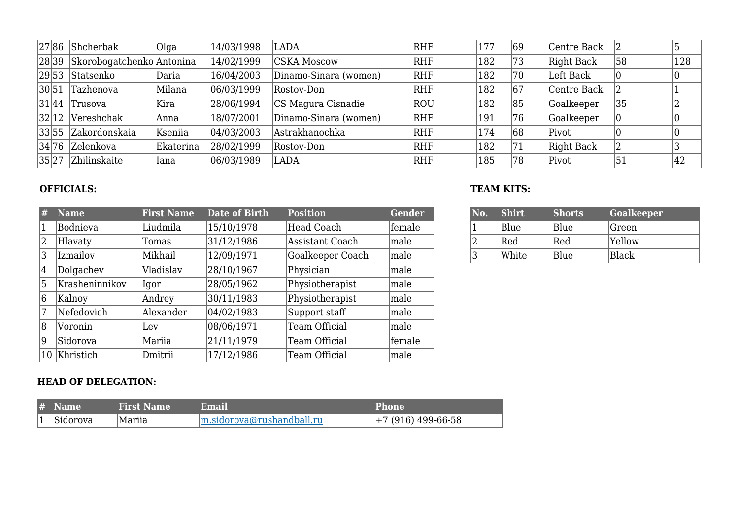| | | | | | | | | | | | |
|---|---|---|---|---|---|---|---|---|---|---|---|
| 27 | 86 | Shcherbak | Olga | 14/03/1998 | LADA | RHF | 177 | 69 | Centre Back | 2 | 5 |
| 28 | 39 | Skorobogatchenko | Antonina | 14/02/1999 | CSKA Moscow | RHF | 182 | 73 | Right Back | 58 | 128 |
| 29 | 53 | Statsenko | Daria | 16/04/2003 | Dinamo-Sinara (women) | RHF | 182 | 70 | Left Back | 0 | 0 |
| 30 | 51 | Tazhenova | Milana | 06/03/1999 | Rostov-Don | RHF | 182 | 67 | Centre Back | 2 | 1 |
| 31 | 44 | Trusova | Kira | 28/06/1994 | CS Magura Cisnadie | ROU | 182 | 85 | Goalkeeper | 35 | 2 |
| 32 | 12 | Vereshchak | Anna | 18/07/2001 | Dinamo-Sinara (women) | RHF | 191 | 76 | Goalkeeper | 0 | 0 |
| 33 | 55 | Zakordonskaia | Kseniia | 04/03/2003 | Astrakhanochka | RHF | 174 | 68 | Pivot | 0 | 0 |
| 34 | 76 | Zelenkova | Ekaterina | 28/02/1999 | Rostov-Don | RHF | 182 | 71 | Right Back | 2 | 3 |
| 35 | 27 | Zhilinskaite | Iana | 06/03/1989 | LADA | RHF | 185 | 78 | Pivot | 51 | 42 |

**OFFICIALS:**

| # | Name | First Name | Date of Birth | Position | Gender |
|---|---|---|---|---|---|
| 1 | Bodnieva | Liudmila | 15/10/1978 | Head Coach | female |
| 2 | Hlavaty | Tomas | 31/12/1986 | Assistant Coach | male |
| 3 | Izmailov | Mikhail | 12/09/1971 | Goalkeeper Coach | male |
| 4 | Dolgachev | Vladislav | 28/10/1967 | Physician | male |
| 5 | Krasheninnikov | Igor | 28/05/1962 | Physiotherapist | male |
| 6 | Kalnoy | Andrey | 30/11/1983 | Physiotherapist | male |
| 7 | Nefedovich | Alexander | 04/02/1983 | Support staff | male |
| 8 | Voronin | Lev | 08/06/1971 | Team Official | male |
| 9 | Sidorova | Mariia | 21/11/1979 | Team Official | female |
| 10 | Khristich | Dmitrii | 17/12/1986 | Team Official | male |

**TEAM KITS:**

| No. | Shirt | Shorts | Goalkeeper |
|---|---|---|---|
| 1 | Blue | Blue | Green |
| 2 | Red | Red | Yellow |
| 3 | White | Blue | Black |

**HEAD OF DELEGATION:**

| # | Name | First Name | Email | Phone |
|---|---|---|---|---|
| 1 | Sidorova | Mariia | m.sidorova@rushandball.ru | +7 (916) 499-66-58 |